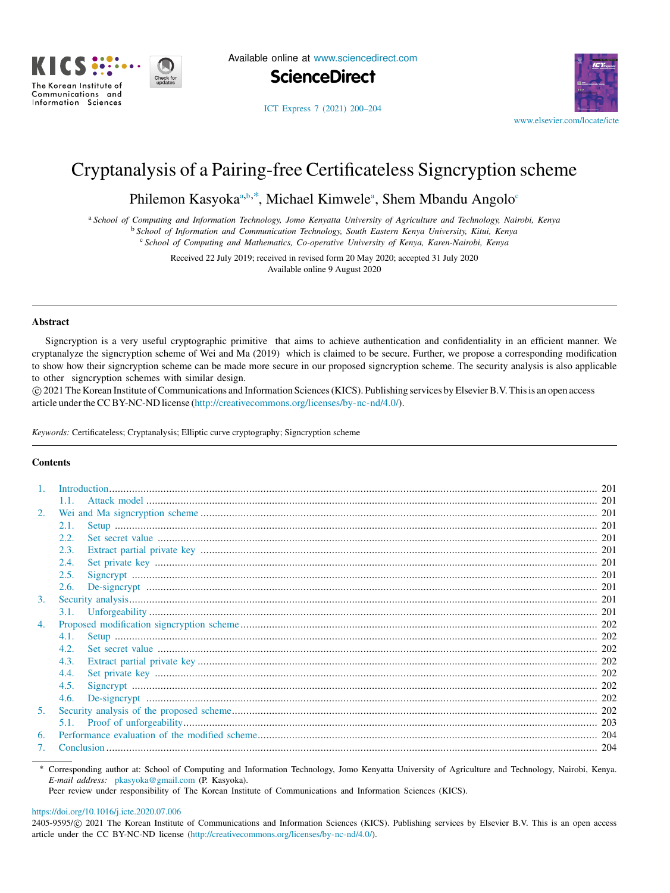# Cryptanalysis of a Pairing-free Certificateless Signcryption scheme

Philemon Kasyoka[a,b,*], Michael Kimwele[a], Shem Mbandu Angolo[c]

[a] *School of Computing and Information Technology, Jomo Kenyatta University of Agriculture and Technology, Nairobi, Kenya*
[b] *School of Information and Communication Technology, South Eastern Kenya University, Kitui, Kenya*
[c] *School of Computing and Mathematics, Co-operative University of Kenya, Karen-Nairobi, Kenya*

Received 22 July 2019; received in revised form 20 May 2020; accepted 31 July 2020
Available online 9 August 2020

## Abstract

Signcryption is a very useful cryptographic primitive that aims to achieve authentication and confidentiality in an efficient manner. We cryptanalyze the signcryption scheme of Wei and Ma (2019) which is claimed to be secure. Further, we propose a corresponding modification to show how their signcryption scheme can be made more secure in our proposed signcryption scheme. The security analysis is also applicable to other signcryption schemes with similar design.

© 2021 The Korean Institute of Communications and Information Sciences (KICS). Publishing services by Elsevier B.V. This is an open access article under the CC BY-NC-ND license (http://creativecommons.org/licenses/by-nc-nd/4.0/).

*Keywords:* Certificateless; Cryptanalysis; Elliptic curve cryptography; Signcryption scheme

## Contents

1. Introduction ... 201
   1.1. Attack model ... 201
2. Wei and Ma signcryption scheme ... 201
   2.1. Setup ... 201
   2.2. Set secret value ... 201
   2.3. Extract partial private key ... 201
   2.4. Set private key ... 201
   2.5. Signcrypt ... 201
   2.6. De-signcrypt ... 201
3. Security analysis ... 201
   3.1. Unforgeability ... 201
4. Proposed modification signcryption scheme ... 202
   4.1. Setup ... 202
   4.2. Set secret value ... 202
   4.3. Extract partial private key ... 202
   4.4. Set private key ... 202
   4.5. Signcrypt ... 202
   4.6. De-signcrypt ... 202
5. Security analysis of the proposed scheme ... 202
   5.1. Proof of unforgeability ... 203
6. Performance evaluation of the modified scheme ... 204
7. Conclusion ... 204

\* Corresponding author at: School of Computing and Information Technology, Jomo Kenyatta University of Agriculture and Technology, Nairobi, Kenya.
*E-mail address:* pkasyoka@gmail.com (P. Kasyoka).
Peer review under responsibility of The Korean Institute of Communications and Information Sciences (KICS).

https://doi.org/10.1016/j.icte.2020.07.006
2405-9595/© 2021 The Korean Institute of Communications and Information Sciences (KICS). Publishing services by Elsevier B.V. This is an open access article under the CC BY-NC-ND license (http://creativecommons.org/licenses/by-nc-nd/4.0/).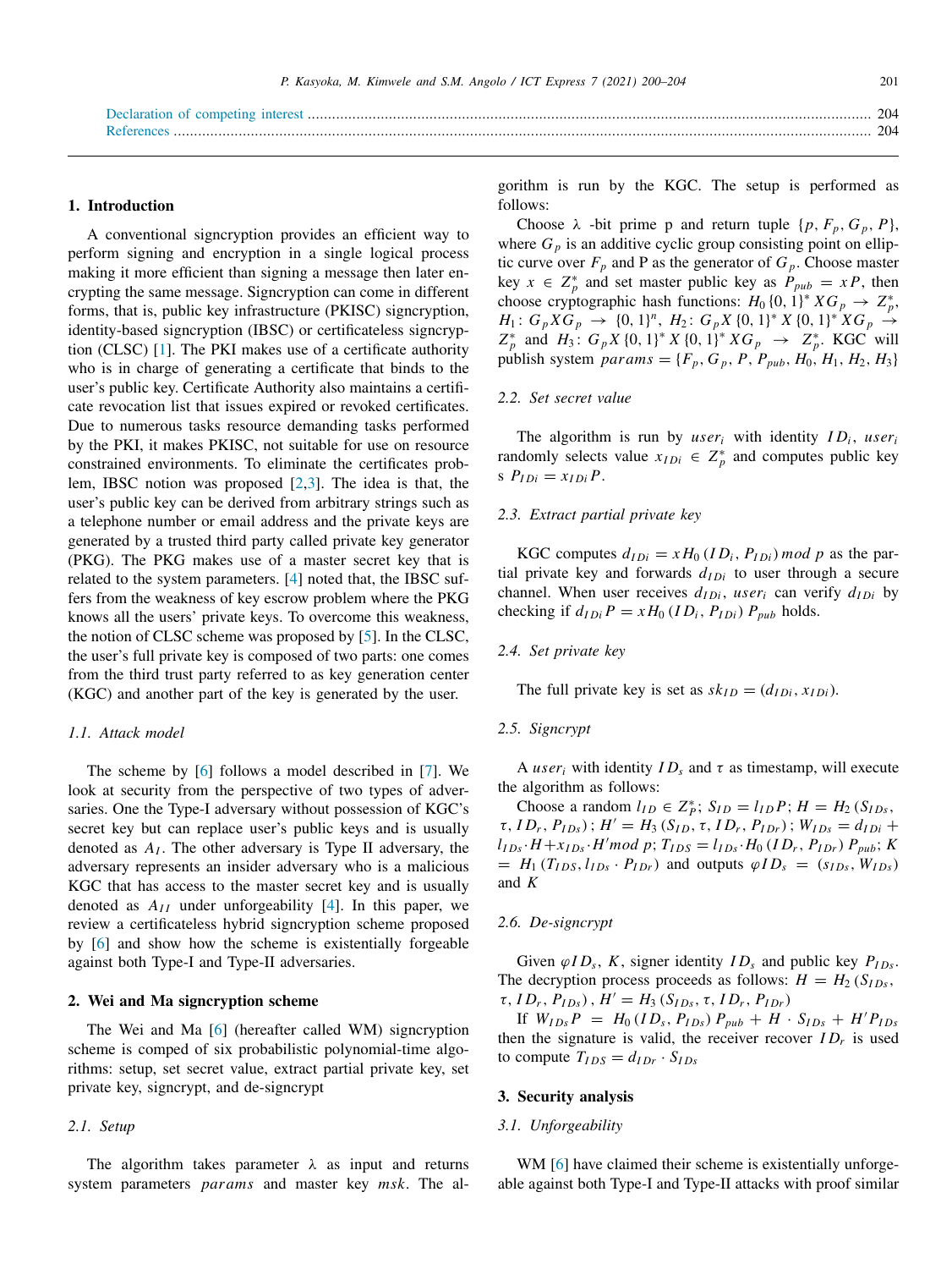Declaration of competing interest ........................................................................................................................................ 204
References ........................................................................................................................................................................... 204

## 1. Introduction

A conventional signcryption provides an efficient way to perform signing and encryption in a single logical process making it more efficient than signing a message then later encrypting the same message. Signcryption can come in different forms, that is, public key infrastructure (PKISC) signcryption, identity-based signcryption (IBSC) or certificateless signcryption (CLSC) [1]. The PKI makes use of a certificate authority who is in charge of generating a certificate that binds to the user's public key. Certificate Authority also maintains a certificate revocation list that issues expired or revoked certificates. Due to numerous tasks resource demanding tasks performed by the PKI, it makes PKISC, not suitable for use on resource constrained environments. To eliminate the certificates problem, IBSC notion was proposed [2,3]. The idea is that, the user's public key can be derived from arbitrary strings such as a telephone number or email address and the private keys are generated by a trusted third party called private key generator (PKG). The PKG makes use of a master secret key that is related to the system parameters. [4] noted that, the IBSC suffers from the weakness of key escrow problem where the PKG knows all the users' private keys. To overcome this weakness, the notion of CLSC scheme was proposed by [5]. In the CLSC, the user's full private key is composed of two parts: one comes from the third trust party referred to as key generation center (KGC) and another part of the key is generated by the user.

### 1.1. Attack model

The scheme by [6] follows a model described in [7]. We look at security from the perspective of two types of adversaries. One the Type-I adversary without possession of KGC's secret key but can replace user's public keys and is usually denoted as $A_I$. The other adversary is Type II adversary, the adversary represents an insider adversary who is a malicious KGC that has access to the master secret key and is usually denoted as $A_{II}$ under unforgeability [4]. In this paper, we review a certificateless hybrid signcryption scheme proposed by [6] and show how the scheme is existentially forgeable against both Type-I and Type-II adversaries.

## 2. Wei and Ma signcryption scheme

The Wei and Ma [6] (hereafter called WM) signcryption scheme is comped of six probabilistic polynomial-time algorithms: setup, set secret value, extract partial private key, set private key, signcrypt, and de-signcrypt

### 2.1. Setup

The algorithm takes parameter $\lambda$ as input and returns system parameters *params* and master key *msk*. The algorithm is run by the KGC. The setup is performed as follows:

Choose $\lambda$ -bit prime p and return tuple $\{p, F_p, G_p, P\}$, where $G_p$ is an additive cyclic group consisting point on elliptic curve over $F_p$ and P as the generator of $G_p$. Choose master key $x \in Z_p^*$ and set master public key as $P_{pub} = xP$, then choose cryptographic hash functions: $H_0 \{0,1\}^* X G_p \rightarrow Z_p^*$, $H_1\colon G_p X G_p \rightarrow \{0,1\}^n$, $H_2\colon G_p X \{0,1\}^* X \{0,1\}^* X G_p \rightarrow Z_p^*$ and $H_3\colon G_p X \{0,1\}^* X \{0,1\}^* X G_p \rightarrow Z_p^*$. KGC will publish system $params = \{F_p, G_p, P, P_{pub}, H_0, H_1, H_2, H_3\}$

### 2.2. Set secret value

The algorithm is run by $user_i$ with identity $ID_i$, $user_i$ randomly selects value $x_{IDi} \in Z_p^*$ and computes public key s $P_{IDi} = x_{IDi} P$.

### 2.3. Extract partial private key

KGC computes $d_{IDi} = x H_0 (ID_i, P_{IDi}) \, mod \, p$ as the partial private key and forwards $d_{IDi}$ to user through a secure channel. When user receives $d_{IDi}$, $user_i$ can verify $d_{IDi}$ by checking if $d_{IDi} P = x H_0 (ID_i, P_{IDi}) P_{pub}$ holds.

### 2.4. Set private key

The full private key is set as $sk_{ID} = (d_{IDi}, x_{IDi})$.

### 2.5. Signcrypt

A $user_i$ with identity $ID_s$ and $\tau$ as timestamp, will execute the algorithm as follows:

Choose a random $l_{ID} \in Z_P^*$; $S_{ID} = l_{ID} P$; $H = H_2 (S_{IDs}, \tau, ID_r, P_{IDs})$; $H' = H_3 (S_{ID}, \tau, ID_r, P_{IDr})$; $W_{IDs} = d_{IDi} + l_{IDs} \cdot H + x_{IDs} \cdot H' mod \, p$; $T_{IDS} = l_{IDs} \cdot H_0 (ID_r, P_{IDr}) P_{pub}$; $K = H_1 (T_{IDS}, l_{IDs} \cdot P_{IDr})$ and outputs $\varphi ID_s = (s_{IDs}, W_{IDs})$ and $K$

### 2.6. De-signcrypt

Given $\varphi ID_s$, $K$, signer identity $ID_s$ and public key $P_{IDs}$. The decryption process proceeds as follows: $H = H_2 (S_{IDs}, \tau, ID_r, P_{IDs})$, $H' = H_3 (S_{IDs}, \tau, ID_r, P_{IDr})$

If $W_{IDs} P = H_0 (ID_s, P_{IDs}) P_{pub} + H \cdot S_{IDs} + H' P_{IDs}$ then the signature is valid, the receiver recover $ID_r$ is used to compute $T_{IDS} = d_{IDr} \cdot S_{IDs}$

## 3. Security analysis

### 3.1. Unforgeability

WM [6] have claimed their scheme is existentially unforgeable against both Type-I and Type-II attacks with proof similar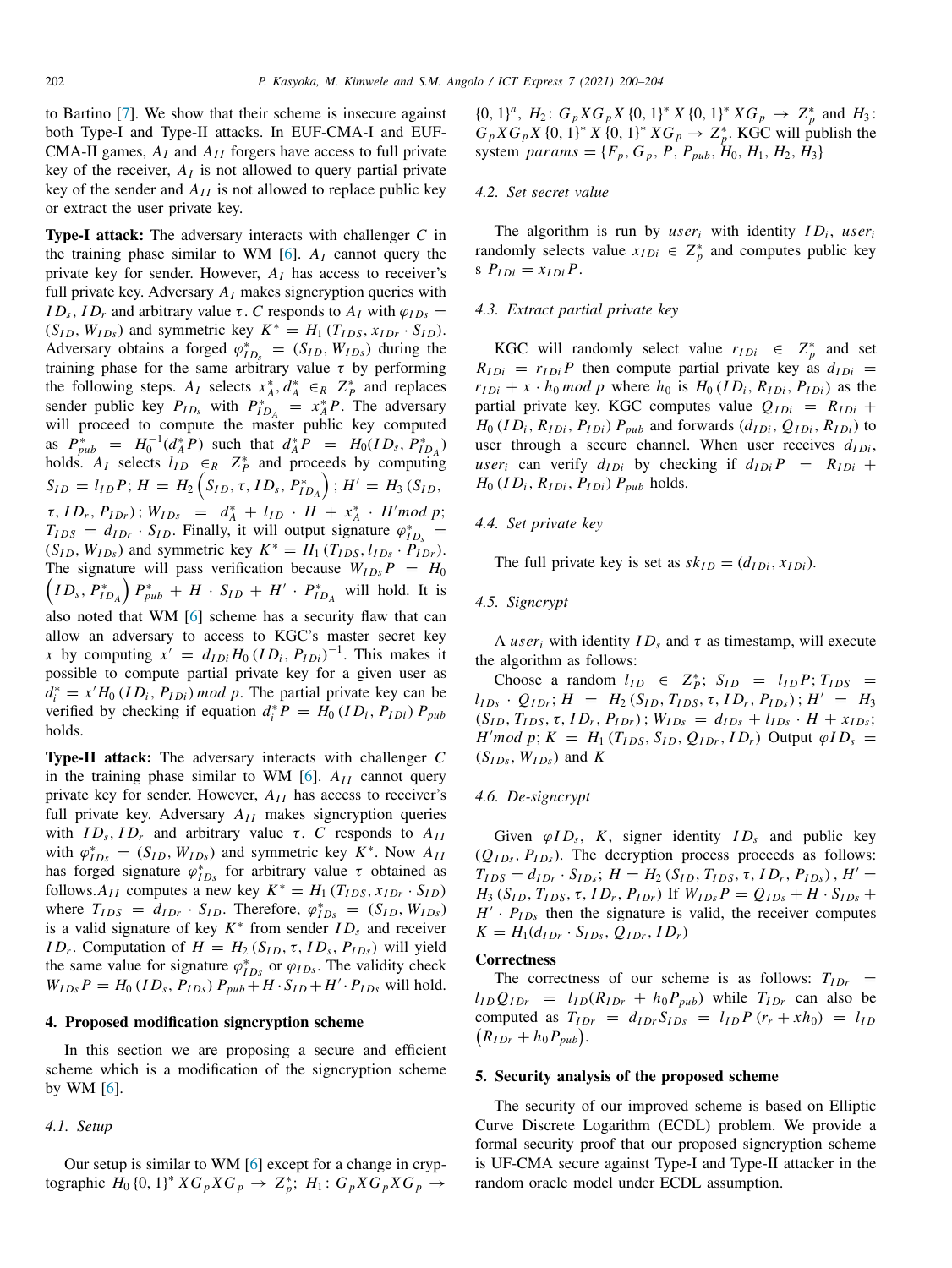to Bartino [7]. We show that their scheme is insecure against both Type-I and Type-II attacks. In EUF-CMA-I and EUF-CMA-II games, $A_I$ and $A_{II}$ forgers have access to full private key of the receiver, $A_I$ is not allowed to query partial private key of the sender and $A_{II}$ is not allowed to replace public key or extract the user private key.

**Type-I attack:** The adversary interacts with challenger $C$ in the training phase similar to WM [6]. $A_I$ cannot query the private key for sender. However, $A_I$ has access to receiver's full private key. Adversary $A_I$ makes signcryption queries with $ID_s, ID_r$ and arbitrary value $\tau$. $C$ responds to $A_I$ with $\varphi_{IDs} = (S_{ID}, W_{IDs})$ and symmetric key $K^* = H_1(T_{IDS}, x_{IDr} \cdot S_{ID})$. Adversary obtains a forged $\varphi^*_{ID_s} = (S_{ID}, W_{IDs})$ during the training phase for the same arbitrary value $\tau$ by performing the following steps. $A_I$ selects $x^*_A, d^*_A \in_R Z^*_P$ and replaces sender public key $P_{ID_s}$ with $P^*_{ID_A} = x^*_A P$. The adversary will proceed to compute the master public key computed as $P^*_{pub} = H_0^{-1}(d^*_A P)$ such that $d^*_A P = H_0(ID_s, P^*_{ID_A})$ holds. $A_I$ selects $l_{ID} \in_R Z^*_P$ and proceeds by computing $S_{ID} = l_{ID} P$; $H = H_2\left(S_{ID}, \tau, ID_s, P^*_{ID_A}\right)$; $H' = H_3(S_{ID}, \tau, ID_r, P_{IDr})$; $W_{IDs} = d^*_A + l_{ID} \cdot H + x^*_A \cdot H' mod\, p$; $T_{IDS} = d_{IDr} \cdot S_{ID}$. Finally, it will output signature $\varphi^*_{ID_s} = (S_{ID}, W_{IDs})$ and symmetric key $K^* = H_1(T_{IDS}, l_{IDs} \cdot P_{IDr})$. The signature will pass verification because $W_{IDs} P = H_0\left(ID_s, P^*_{ID_A}\right) P^*_{pub} + H \cdot S_{ID} + H' \cdot P^*_{ID_A}$ will hold. It is also noted that WM [6] scheme has a security flaw that can allow an adversary to access to KGC's master secret key $x$ by computing $x' = d_{IDi} H_0(ID_i, P_{IDi})^{-1}$. This makes it possible to compute partial private key for a given user as $d^*_i = x' H_0(ID_i, P_{IDi})\, mod\, p$. The partial private key can be verified by checking if equation $d^*_i P = H_0(ID_i, P_{IDi}) P_{pub}$ holds.

**Type-II attack:** The adversary interacts with challenger $C$ in the training phase similar to WM [6]. $A_{II}$ cannot query private key for sender. However, $A_{II}$ has access to receiver's full private key. Adversary $A_{II}$ makes signcryption queries with $ID_s, ID_r$ and arbitrary value $\tau$. $C$ responds to $A_{II}$ with $\varphi^*_{IDs} = (S_{ID}, W_{IDs})$ and symmetric key $K^*$. Now $A_{II}$ has forged signature $\varphi^*_{IDs}$ for arbitrary value $\tau$ obtained as follows.$A_{II}$ computes a new key $K^* = H_1(T_{IDS}, x_{IDr} \cdot S_{ID})$ where $T_{IDS} = d_{IDr} \cdot S_{ID}$. Therefore, $\varphi^*_{IDs} = (S_{ID}, W_{IDs})$ is a valid signature of key $K^*$ from sender $ID_s$ and receiver $ID_r$. Computation of $H = H_2(S_{ID}, \tau, ID_s, P_{IDs})$ will yield the same value for signature $\varphi^*_{IDs}$ or $\varphi_{IDs}$. The validity check $W_{IDs} P = H_0(ID_s, P_{IDs}) P_{pub} + H \cdot S_{ID} + H' \cdot P_{IDs}$ will hold.

## 4. Proposed modification signcryption scheme

In this section we are proposing a secure and efficient scheme which is a modification of the signcryption scheme by WM [6].

### 4.1. Setup

Our setup is similar to WM [6] except for a change in cryptographic $H_0\{0,1\}^* X G_p X G_p \to Z^*_p$; $H_1: G_p X G_p X G_p \to \{0,1\}^n$, $H_2: G_p X G_p X \{0,1\}^* X \{0,1\}^* X G_p \to Z^*_p$ and $H_3: G_p X G_p X \{0,1\}^* X \{0,1\}^* X G_p \to Z^*_p$. KGC will publish the system $params = \{F_p, G_p, P, P_{pub}, H_0, H_1, H_2, H_3\}$

### 4.2. Set secret value

The algorithm is run by $user_i$ with identity $ID_i$, $user_i$ randomly selects value $x_{IDi} \in Z^*_p$ and computes public key s $P_{IDi} = x_{IDi} P$.

### 4.3. Extract partial private key

KGC will randomly select value $r_{IDi} \in Z^*_p$ and set $R_{IDi} = r_{IDi} P$ then compute partial private key as $d_{IDi} = r_{IDi} + x \cdot h_0\, mod\, p$ where $h_0$ is $H_0(ID_i, R_{IDi}, P_{IDi})$ as the partial private key. KGC computes value $Q_{IDi} = R_{IDi} + H_0(ID_i, R_{IDi}, P_{IDi}) P_{pub}$ and forwards $(d_{IDi}, Q_{IDi}, R_{IDi})$ to user through a secure channel. When user receives $d_{IDi}$, $user_i$ can verify $d_{IDi}$ by checking if $d_{IDi} P = R_{IDi} + H_0(ID_i, R_{IDi}, P_{IDi}) P_{pub}$ holds.

### 4.4. Set private key

The full private key is set as $sk_{ID} = (d_{IDi}, x_{IDi})$.

### 4.5. Signcrypt

A $user_i$ with identity $ID_s$ and $\tau$ as timestamp, will execute the algorithm as follows:

Choose a random $l_{ID} \in Z^*_P$; $S_{ID} = l_{ID} P$; $T_{IDS} = l_{IDs} \cdot Q_{IDr}$; $H = H_2(S_{ID}, T_{IDS}, \tau, ID_r, P_{IDs})$; $H' = H_3(S_{ID}, T_{IDS}, \tau, ID_r, P_{IDr})$; $W_{IDs} = d_{IDs} + l_{IDs} \cdot H + x_{IDs}$; $H' mod\, p$; $K = H_1(T_{IDS}, S_{ID}, Q_{IDr}, ID_r)$ Output $\varphi ID_s = (S_{IDs}, W_{IDs})$ and $K$

### 4.6. De-signcrypt

Given $\varphi ID_s$, $K$, signer identity $ID_s$ and public key $(Q_{IDs}, P_{IDs})$. The decryption process proceeds as follows: $T_{IDS} = d_{IDr} \cdot S_{IDs}$; $H = H_2(S_{ID}, T_{IDS}, \tau, ID_r, P_{IDs})$, $H' = H_3(S_{ID}, T_{IDS}, \tau, ID_r, P_{IDr})$ If $W_{IDs} P = Q_{IDs} + H \cdot S_{IDs} + H' \cdot P_{IDs}$ then the signature is valid, the receiver computes $K = H_1(d_{IDr} \cdot S_{IDs}, Q_{IDr}, ID_r)$

#### Correctness

The correctness of our scheme is as follows: $T_{IDr} = l_{ID} Q_{IDr} = l_{ID}(R_{IDr} + h_0 P_{pub})$ while $T_{IDr}$ can also be computed as $T_{IDr} = d_{IDr} S_{IDs} = l_{ID} P(r_r + x h_0) = l_{ID}\left(R_{IDr} + h_0 P_{pub}\right)$.

## 5. Security analysis of the proposed scheme

The security of our improved scheme is based on Elliptic Curve Discrete Logarithm (ECDL) problem. We provide a formal security proof that our proposed signcryption scheme is UF-CMA secure against Type-I and Type-II attacker in the random oracle model under ECDL assumption.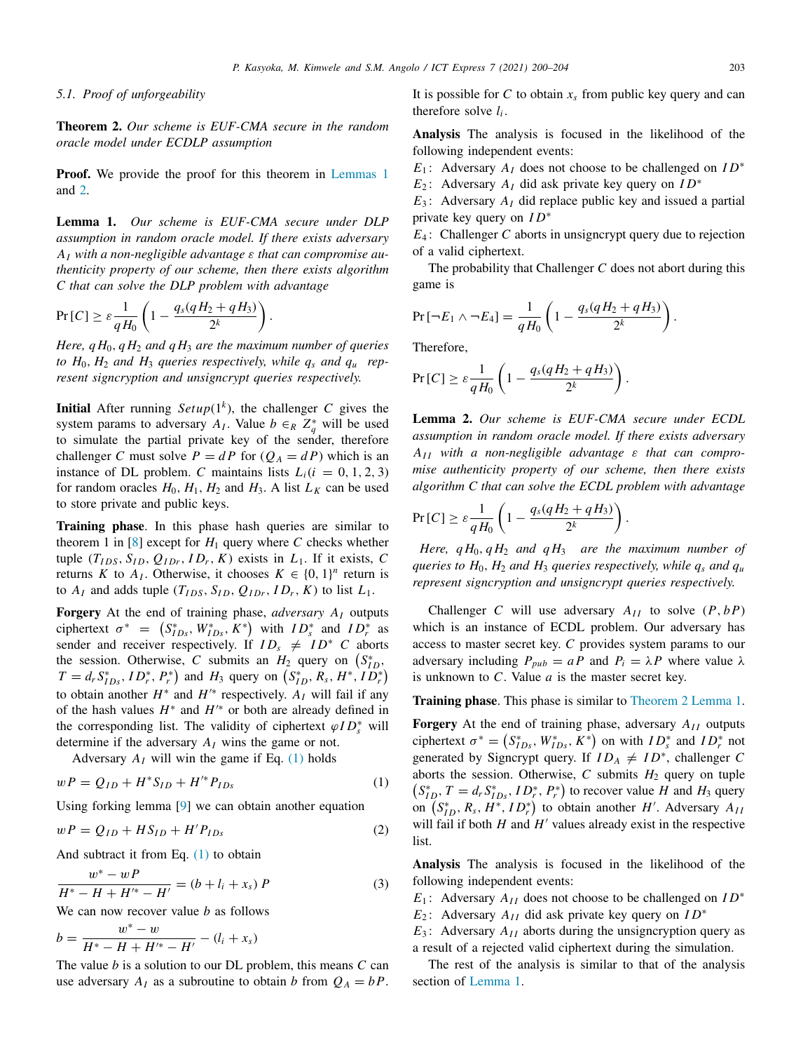### 5.1. Proof of unforgeability

**Theorem 2.** *Our scheme is EUF-CMA secure in the random oracle model under ECDLP assumption*

**Proof.** We provide the proof for this theorem in Lemmas 1 and 2.

**Lemma 1.** *Our scheme is EUF-CMA secure under DLP assumption in random oracle model. If there exists adversary $A_I$ with a non-negligible advantage $\varepsilon$ that can compromise authenticity property of our scheme, then there exists algorithm $C$ that can solve the DLP problem with advantage*

$$\Pr[C] \geq \varepsilon \frac{1}{qH_0}\left(1 - \frac{q_s(qH_2 + qH_3)}{2^k}\right).$$

*Here, $qH_0$, $qH_2$ and $qH_3$ are the maximum number of queries to $H_0$, $H_2$ and $H_3$ queries respectively, while $q_s$ and $q_u$ represent signcryption and unsigncrypt queries respectively.*

**Initial** After running $Setup(1^k)$, the challenger $C$ gives the system params to adversary $A_I$. Value $b \in_R Z_q^*$ will be used to simulate the partial private key of the sender, therefore challenger $C$ must solve $P = dP$ for ($Q_A = dP$) which is an instance of DL problem. $C$ maintains lists $L_i(i = 0, 1, 2, 3)$ for random oracles $H_0$, $H_1$, $H_2$ and $H_3$. A list $L_K$ can be used to store private and public keys.

**Training phase**. In this phase hash queries are similar to theorem 1 in [8] except for $H_1$ query where $C$ checks whether tuple $(T_{IDS}, S_{ID}, Q_{IDr}, ID_r, K)$ exists in $L_1$. If it exists, $C$ returns $K$ to $A_I$. Otherwise, it chooses $K \in \{0, 1\}^n$ return is to $A_I$ and adds tuple $(T_{IDS}, S_{ID}, Q_{IDr}, ID_r, K)$ to list $L_1$.

**Forgery** At the end of training phase, *adversary $A_I$* outputs ciphertext $\sigma^* = \left(S^*_{IDs}, W^*_{IDs}, K^*\right)$ with $ID^*_s$ and $ID^*_r$ as sender and receiver respectively. If $ID_s \neq ID^*$ $C$ aborts the session. Otherwise, $C$ submits an $H_2$ query on $\left(S^*_{ID}, T = d_r S^*_{IDs}, ID^*_r, P^*_r\right)$ and $H_3$ query on $\left(S^*_{ID}, R_s, H^*, ID^*_r\right)$ to obtain another $H^*$ and $H'^*$ respectively. $A_I$ will fail if any of the hash values $H^*$ and $H'^*$ or both are already defined in the corresponding list. The validity of ciphertext $\varphi ID^*_s$ will determine if the adversary $A_I$ wins the game or not.

Adversary $A_I$ will win the game if Eq. (1) holds

$$wP = Q_{ID} + H^* S_{ID} + H'^* P_{IDs} \tag{1}$$

Using forking lemma [9] we can obtain another equation

$$wP = Q_{ID} + H S_{ID} + H' P_{IDs} \tag{2}$$

And subtract it from Eq. (1) to obtain

$$\frac{w^* - wP}{H^* - H + H'^* - H'} = (b + l_i + x_s)\, P \tag{3}$$

We can now recover value $b$ as follows

$$b = \frac{w^* - w}{H^* - H + H'^* - H'} - (l_i + x_s)$$

The value $b$ is a solution to our DL problem, this means $C$ can use adversary $A_I$ as a subroutine to obtain $b$ from $Q_A = bP$. It is possible for $C$ to obtain $x_s$ from public key query and can therefore solve $l_i$.

**Analysis** The analysis is focused in the likelihood of the following independent events:

$E_1$: Adversary $A_I$ does not choose to be challenged on $ID^*$

$E_2$: Adversary $A_I$ did ask private key query on $ID^*$

$E_3$: Adversary $A_I$ did replace public key and issued a partial private key query on $ID^*$

$E_4$: Challenger $C$ aborts in unsigncrypt query due to rejection of a valid ciphertext.

The probability that Challenger $C$ does not abort during this game is

$$\Pr[\neg E_1 \wedge \neg E_4] = \frac{1}{qH_0}\left(1 - \frac{q_s(qH_2 + qH_3)}{2^k}\right).$$

Therefore,

$$\Pr[C] \geq \varepsilon \frac{1}{qH_0}\left(1 - \frac{q_s(qH_2 + qH_3)}{2^k}\right).$$

**Lemma 2.** *Our scheme is EUF-CMA secure under ECDL assumption in random oracle model. If there exists adversary $A_{II}$ with a non-negligible advantage $\varepsilon$ that can compromise authenticity property of our scheme, then there exists algorithm $C$ that can solve the ECDL problem with advantage*

$$\Pr[C] \geq \varepsilon \frac{1}{qH_0}\left(1 - \frac{q_s(qH_2 + qH_3)}{2^k}\right).$$

*Here, $qH_0$, $qH_2$ and $qH_3$ are the maximum number of queries to $H_0$, $H_2$ and $H_3$ queries respectively, while $q_s$ and $q_u$ represent signcryption and unsigncrypt queries respectively.*

Challenger $C$ will use adversary $A_{II}$ to solve $(P, bP)$ which is an instance of ECDL problem. Our adversary has access to master secret key. $C$ provides system params to our adversary including $P_{pub} = aP$ and $P_i = \lambda P$ where value $\lambda$ is unknown to $C$. Value $a$ is the master secret key.

**Training phase**. This phase is similar to Theorem 2 Lemma 1.

**Forgery** At the end of training phase, adversary $A_{II}$ outputs ciphertext $\sigma^* = \left(S^*_{IDs}, W^*_{IDs}, K^*\right)$ on with $ID^*_s$ and $ID^*_r$ not generated by Signcrypt query. If $ID_A \neq ID^*$, challenger $C$ aborts the session. Otherwise, $C$ submits $H_2$ query on tuple $\left(S^*_{ID}, T = d_r S^*_{IDs}, ID^*_r, P^*_r\right)$ to recover value $H$ and $H_3$ query on $\left(S^*_{ID}, R_s, H^*, ID^*_r\right)$ to obtain another $H'$. Adversary $A_{II}$ will fail if both $H$ and $H'$ values already exist in the respective list.

**Analysis** The analysis is focused in the likelihood of the following independent events:

$E_1$: Adversary $A_{II}$ does not choose to be challenged on $ID^*$

$E_2$: Adversary $A_{II}$ did ask private key query on $ID^*$

$E_3$: Adversary $A_{II}$ aborts during the unsigncryption query as a result of a rejected valid ciphertext during the simulation.

The rest of the analysis is similar to that of the analysis section of Lemma 1.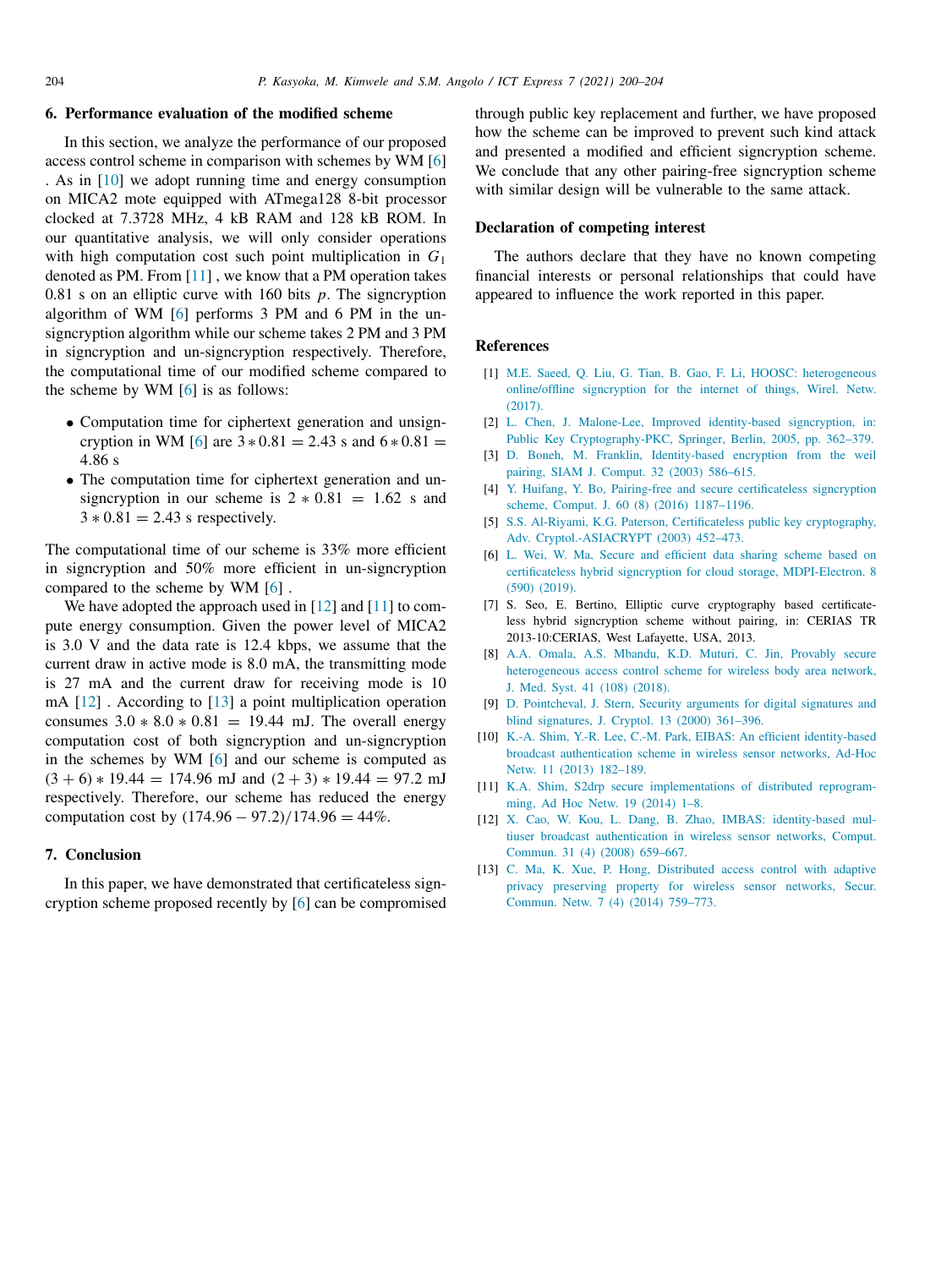## 6. Performance evaluation of the modified scheme

In this section, we analyze the performance of our proposed access control scheme in comparison with schemes by WM [6] . As in [10] we adopt running time and energy consumption on MICA2 mote equipped with ATmega128 8-bit processor clocked at 7.3728 MHz, 4 kB RAM and 128 kB ROM. In our quantitative analysis, we will only consider operations with high computation cost such point multiplication in $G_1$ denoted as PM. From [11] , we know that a PM operation takes 0.81 s on an elliptic curve with 160 bits $p$. The signcryption algorithm of WM [6] performs 3 PM and 6 PM in the un-signcryption algorithm while our scheme takes 2 PM and 3 PM in signcryption and un-signcryption respectively. Therefore, the computational time of our modified scheme compared to the scheme by WM [6] is as follows:

- Computation time for ciphertext generation and unsigncryption in WM [6] are $3 * 0.81 = 2.43$ s and $6 * 0.81 = 4.86$ s
- The computation time for ciphertext generation and un-signcryption in our scheme is $2 * 0.81 = 1.62$ s and $3 * 0.81 = 2.43$ s respectively.

The computational time of our scheme is 33% more efficient in signcryption and 50% more efficient in un-signcryption compared to the scheme by WM [6] .

We have adopted the approach used in [12] and [11] to compute energy consumption. Given the power level of MICA2 is 3.0 V and the data rate is 12.4 kbps, we assume that the current draw in active mode is 8.0 mA, the transmitting mode is 27 mA and the current draw for receiving mode is 10 mA [12] . According to [13] a point multiplication operation consumes $3.0 * 8.0 * 0.81 = 19.44$ mJ. The overall energy computation cost of both signcryption and un-signcryption in the schemes by WM [6] and our scheme is computed as $(3 + 6) * 19.44 = 174.96$ mJ and $(2 + 3) * 19.44 = 97.2$ mJ respectively. Therefore, our scheme has reduced the energy computation cost by $(174.96 - 97.2)/174.96 = 44\%$.

## 7. Conclusion

In this paper, we have demonstrated that certificateless signcryption scheme proposed recently by [6] can be compromised through public key replacement and further, we have proposed how the scheme can be improved to prevent such kind attack and presented a modified and efficient signcryption scheme. We conclude that any other pairing-free signcryption scheme with similar design will be vulnerable to the same attack.

## Declaration of competing interest

The authors declare that they have no known competing financial interests or personal relationships that could have appeared to influence the work reported in this paper.

## References

[1] M.E. Saeed, Q. Liu, G. Tian, B. Gao, F. Li, HOOSC: heterogeneous online/offline signcryption for the internet of things, Wirel. Netw. (2017).

[2] L. Chen, J. Malone-Lee, Improved identity-based signcryption, in: Public Key Cryptography-PKC, Springer, Berlin, 2005, pp. 362–379.

[3] D. Boneh, M. Franklin, Identity-based encryption from the weil pairing, SIAM J. Comput. 32 (2003) 586–615.

[4] Y. Huifang, Y. Bo, Pairing-free and secure certificateless signcryption scheme, Comput. J. 60 (8) (2016) 1187–1196.

[5] S.S. Al-Riyami, K.G. Paterson, Certificateless public key cryptography, Adv. Cryptol.-ASIACRYPT (2003) 452–473.

[6] L. Wei, W. Ma, Secure and efficient data sharing scheme based on certificateless hybrid signcryption for cloud storage, MDPI-Electron. 8 (590) (2019).

[7] S. Seo, E. Bertino, Elliptic curve cryptography based certificateless hybrid signcryption scheme without pairing, in: CERIAS TR 2013-10:CERIAS, West Lafayette, USA, 2013.

[8] A.A. Omala, A.S. Mbandu, K.D. Muturi, C. Jin, Provably secure heterogeneous access control scheme for wireless body area network, J. Med. Syst. 41 (108) (2018).

[9] D. Pointcheval, J. Stern, Security arguments for digital signatures and blind signatures, J. Cryptol. 13 (2000) 361–396.

[10] K.-A. Shim, Y.-R. Lee, C.-M. Park, EIBAS: An efficient identity-based broadcast authentication scheme in wireless sensor networks, Ad-Hoc Netw. 11 (2013) 182–189.

[11] K.A. Shim, S2drp secure implementations of distributed reprogramming, Ad Hoc Netw. 19 (2014) 1–8.

[12] X. Cao, W. Kou, L. Dang, B. Zhao, IMBAS: identity-based multiuser broadcast authentication in wireless sensor networks, Comput. Commun. 31 (4) (2008) 659–667.

[13] C. Ma, K. Xue, P. Hong, Distributed access control with adaptive privacy preserving property for wireless sensor networks, Secur. Commun. Netw. 7 (4) (2014) 759–773.